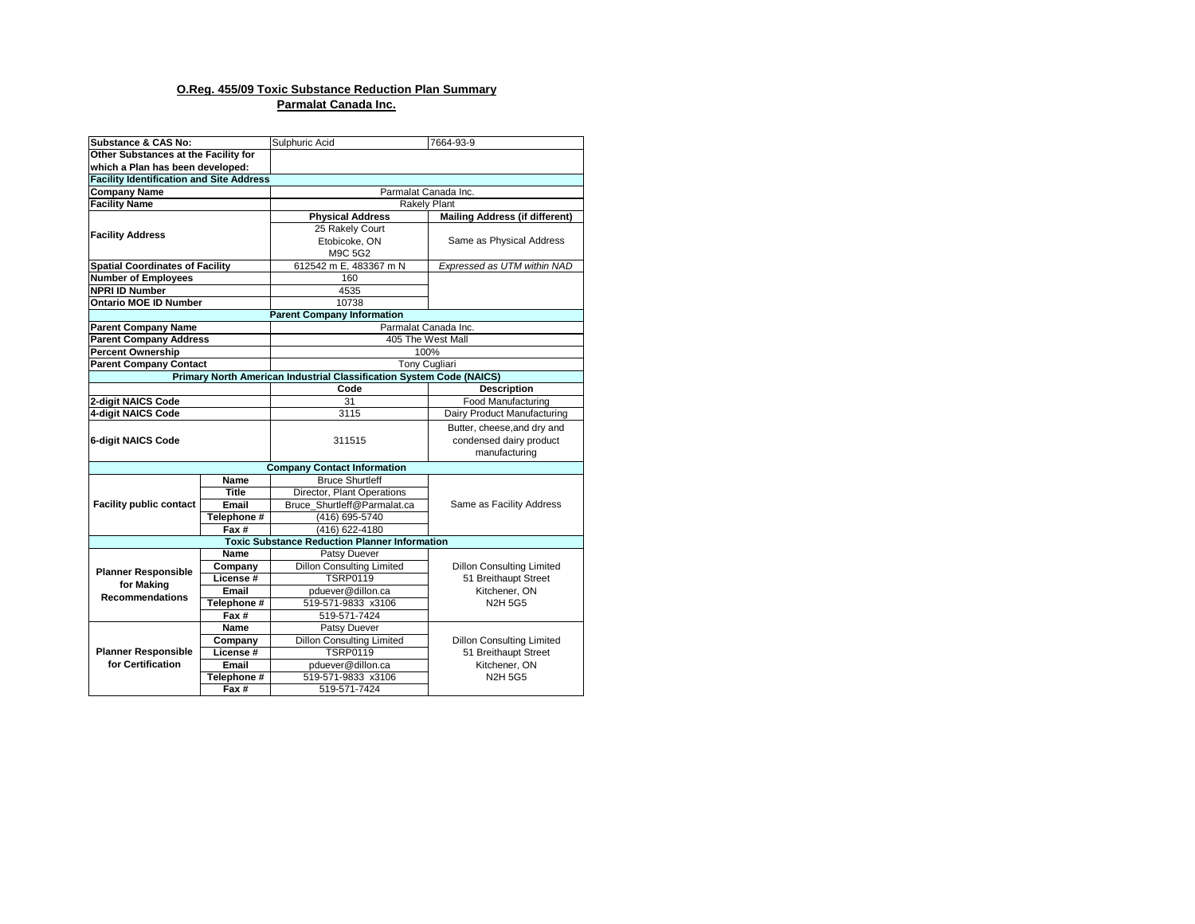**O.Reg. 455/09 Toxic Substance Reduction Plan Summary**

**Parmalat Canada Inc.**

| | | | |
|---|---|---|---|
| **Substance & CAS No:** | | Sulphuric Acid | 7664-93-9 |
| **Other Substances at the Facility for which a Plan has been developed:** | | | |
| **Facility Identification and Site Address** | | | |
| **Company Name** | | Parmalat Canada Inc. | |
| **Facility Name** | | Rakely Plant | |
| **Facility Address** | | **Physical Address** | **Mailing Address (if different)** |
| | | 25 Rakely Court<br>Etobicoke, ON<br>M9C 5G2 | Same as Physical Address |
| **Spatial Coordinates of Facility** | | 612542 m E, 483367 m N | *Expressed as UTM within NAD* |
| **Number of Employees** | | 160 | |
| **NPRI ID Number** | | 4535 | |
| **Ontario MOE ID Number** | | 10738 | |
| **Parent Company Information** | | | |
| **Parent Company Name** | | Parmalat Canada Inc. | |
| **Parent Company Address** | | 405 The West Mall | |
| **Percent Ownership** | | 100% | |
| **Parent Company Contact** | | Tony Cugliari | |
| **Primary North American Industrial Classification System Code (NAICS)** | | | |
| | | **Code** | **Description** |
| **2-digit NAICS Code** | | 31 | Food Manufacturing |
| **4-digit NAICS Code** | | 3115 | Dairy Product Manufacturing |
| **6-digit NAICS Code** | | 311515 | Butter, cheese,and dry and condensed dairy product manufacturing |
| **Company Contact Information** | | | |
| **Facility public contact** | **Name** | Bruce Shurtleff | Same as Facility Address |
| | **Title** | Director, Plant Operations | |
| | **Email** | Bruce_Shurtleff@Parmalat.ca | |
| | **Telephone #** | (416) 695-5740 | |
| | **Fax #** | (416) 622-4180 | |
| **Toxic Substance Reduction Planner Information** | | | |
| **Planner Responsible for Making Recommendations** | **Name** | Patsy Duever | |
| | **Company** | Dillon Consulting Limited | Dillon Consulting Limited<br>51 Breithaupt Street<br>Kitchener, ON<br>N2H 5G5 |
| | **License #** | TSRP0119 | |
| | **Email** | pduever@dillon.ca | |
| | **Telephone #** | 519-571-9833 x3106 | |
| | **Fax #** | 519-571-7424 | |
| **Planner Responsible for Certification** | **Name** | Patsy Duever | |
| | **Company** | Dillon Consulting Limited | Dillon Consulting Limited<br>51 Breithaupt Street<br>Kitchener, ON<br>N2H 5G5 |
| | **License #** | TSRP0119 | |
| | **Email** | pduever@dillon.ca | |
| | **Telephone #** | 519-571-9833 x3106 | |
| | **Fax #** | 519-571-7424 | |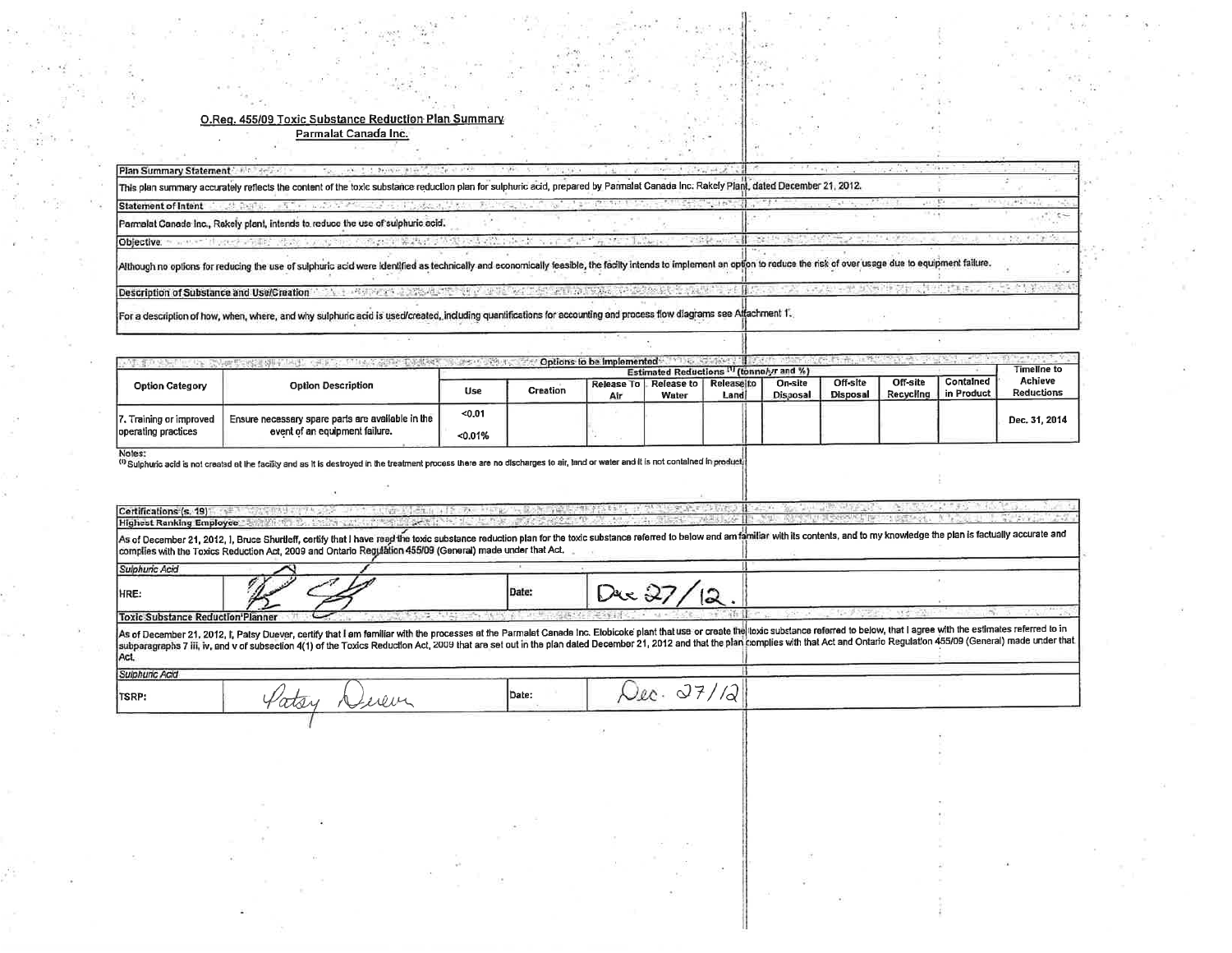## O.Reg. 455/09 Toxic Substance Reduction Plan Summary

### Parmalat Canada Inc.

| | |
|---|---|
| **Plan Summary Statement** | |
| This plan summary accurately reflects the content of the toxic substance reduction plan for sulphuric acid, prepared by Parmalat Canada Inc. Rakely Plant, dated December 21, 2012. | |
| **Statement of Intent** | |
| Parmalat Canada Inc., Rakely plant, intends to reduce the use of sulphuric acid. | |
| **Objective** | |
| Although no options for reducing the use of sulphuric acid were identified as technically and economically feasible, the facility intends to implement an option to reduce the risk of over usage due to equipment failure. | |
| **Description of Substance and Use/Creation** | |
| For a description of how, when, where, and why sulphuric acid is used/created, including quantifications for accounting and process flow diagrams see Attachment 1. | |

| | | Options to be Implemented | | | | | | | | | | |
|---|---|---|---|---|---|---|---|---|---|---|---|---|
| | | Estimated Reductions [1] (tonne/yr and %) | | | | | | | | | | |
| Option Category | Option Description | Use | Creation | Release To Air | Release to Water | Release to Land | On-site Disposal | Off-site Disposal | Off-site Recycling | Contained in Product | | Timeline to Achieve Reductions |
| 7. Training or improved operating practices | Ensure necessary spare parts are available in the event of an equipment failure. | <0.01<br><0.01% | | | | | | | | | | Dec. 31, 2014 |

Notes:
[1] Sulphuric acid is not created at the facility and as it is destroyed in the treatment process there are no discharges to air, land or water and it is not contained in product.

| | | | |
|---|---|---|---|
| **Certifications (s. 19)** | | | |
| **Highest Ranking Employee** | | | |
| As of December 21, 2012, I, Bruce Shurtleff, certify that I have read the toxic substance reduction plan for the toxic substance referred to below and am familiar with its contents, and to my knowledge the plan is factually accurate and complies with the Toxics Reduction Act, 2009 and Ontario Regulation 455/09 (General) made under that Act. | | | |
| *Sulphuric Acid* | | | |
| HRE: | [signature] | Date: | Dec 27/12. |
| **Toxic Substance Reduction Planner** | | | |
| As of December 21, 2012, I, Patsy Duever, certify that I am familiar with the processes at the Parmalat Canada Inc. Etobicoke plant that use or create the toxic substance referred to below, that I agree with the estimates referred to in subparagraphs 7 iii, iv, and v of subsection 4(1) of the Toxics Reduction Act, 2009 that are set out in the plan dated December 21, 2012 and that the plan complies with that Act and Ontario Regulation 455/09 (General) made under that Act. | | | |
| *Sulphuric Acid* | | | |
| TSRP: | Patsy Duever | Date: | Dec. 27/12 |